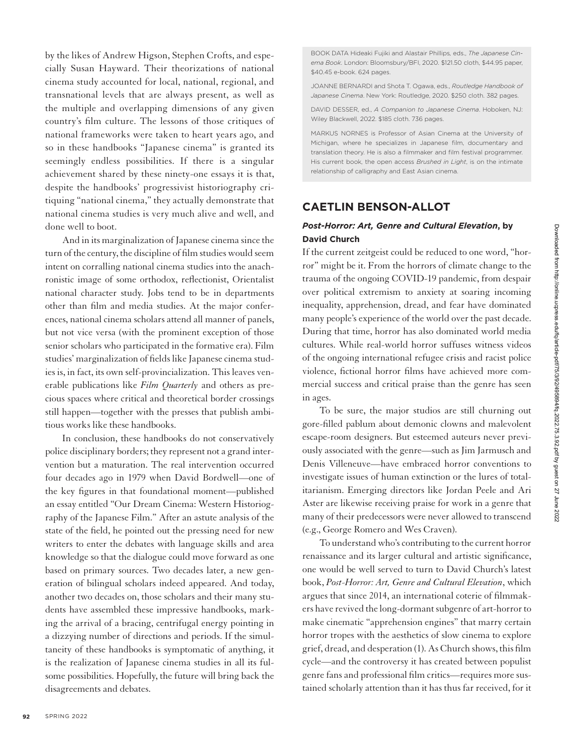by the likes of Andrew Higson, Stephen Crofts, and especially Susan Hayward. Their theorizations of national cinema study accounted for local, national, regional, and transnational levels that are always present, as well as the multiple and overlapping dimensions of any given country's film culture. The lessons of those critiques of national frameworks were taken to heart years ago, and so in these handbooks "Japanese cinema" is granted its seemingly endless possibilities. If there is a singular achievement shared by these ninety-one essays it is that, despite the handbooks' progressivist historiography critiquing "national cinema," they actually demonstrate that national cinema studies is very much alive and well, and done well to boot.

And in its marginalization of Japanese cinema since the turn of the century, the discipline of film studies would seem intent on corralling national cinema studies into the anachronistic image of some orthodox, reflectionist, Orientalist national character study. Jobs tend to be in departments other than film and media studies. At the major conferences, national cinema scholars attend all manner of panels, but not vice versa (with the prominent exception of those senior scholars who participated in the formative era). Film studies' marginalization of fields like Japanese cinema studies is, in fact, its own self-provincialization. This leaves venerable publications like *Film Quarterly* and others as precious spaces where critical and theoretical border crossings still happen—together with the presses that publish ambitious works like these handbooks.

In conclusion, these handbooks do not conservatively police disciplinary borders; they represent not a grand intervention but a maturation. The real intervention occurred four decades ago in 1979 when David Bordwell—one of the key figures in that foundational moment—published an essay entitled "Our Dream Cinema: Western Historiography of the Japanese Film." After an astute analysis of the state of the field, he pointed out the pressing need for new writers to enter the debates with language skills and area knowledge so that the dialogue could move forward as one based on primary sources. Two decades later, a new generation of bilingual scholars indeed appeared. And today, another two decades on, those scholars and their many students have assembled these impressive handbooks, marking the arrival of a bracing, centrifugal energy pointing in a dizzying number of directions and periods. If the simultaneity of these handbooks is symptomatic of anything, it is the realization of Japanese cinema studies in all its fulsome possibilities. Hopefully, the future will bring back the disagreements and debates.

BOOK DATA Hideaki Fujiki and Alastair Phillips, eds., *The Japanese Cinema Book*. London: Bloomsbury/BFI, 2020. $121.50 cloth, $44.95 paper, $40.45 e-book. 624 pages.

JOANNE BERNARDI and Shota T. Ogawa, eds., *Routledge Handbook of Japanese Cinema*. New York: Routledge, 2020. $250 cloth. 382 pages.

DAVID DESSER, ed., *A Companion to Japanese Cinema*. Hoboken, NJ: Wiley Blackwell, 2022. $185 cloth. 736 pages.

MARKUS NORNES is Professor of Asian Cinema at the University of Michigan, where he specializes in Japanese film, documentary and translation theory. He is also a filmmaker and film festival programmer. His current book, the open access *Brushed in Light*, is on the intimate relationship of calligraphy and East Asian cinema.

## CAETLIN BENSON-ALLOT

### *Post-Horror: Art, Genre and Cultural Elevation*, by David Church

If the current zeitgeist could be reduced to one word, "horror" might be it. From the horrors of climate change to the trauma of the ongoing COVID-19 pandemic, from despair over political extremism to anxiety at soaring incoming inequality, apprehension, dread, and fear have dominated many people's experience of the world over the past decade. During that time, horror has also dominated world media cultures. While real-world horror suffuses witness videos of the ongoing international refugee crisis and racist police violence, fictional horror films have achieved more commercial success and critical praise than the genre has seen in ages.

To be sure, the major studios are still churning out gore-filled pablum about demonic clowns and malevolent escape-room designers. But esteemed auteurs never previously associated with the genre—such as Jim Jarmusch and Denis Villeneuve—have embraced horror conventions to investigate issues of human extinction or the lures of totalitarianism. Emerging directors like Jordan Peele and Ari Aster are likewise receiving praise for work in a genre that many of their predecessors were never allowed to transcend (e.g., George Romero and Wes Craven).

To understand who's contributing to the current horror renaissance and its larger cultural and artistic significance, one would be well served to turn to David Church's latest book, *Post-Horror: Art, Genre and Cultural Elevation*, which argues that since 2014, an international coterie of filmmakers have revived the long-dormant subgenre of art-horror to make cinematic "apprehension engines" that marry certain horror tropes with the aesthetics of slow cinema to explore grief, dread, and desperation (1). As Church shows, this film cycle—and the controversy it has created between populist genre fans and professional film critics—requires more sustained scholarly attention than it has thus far received, for it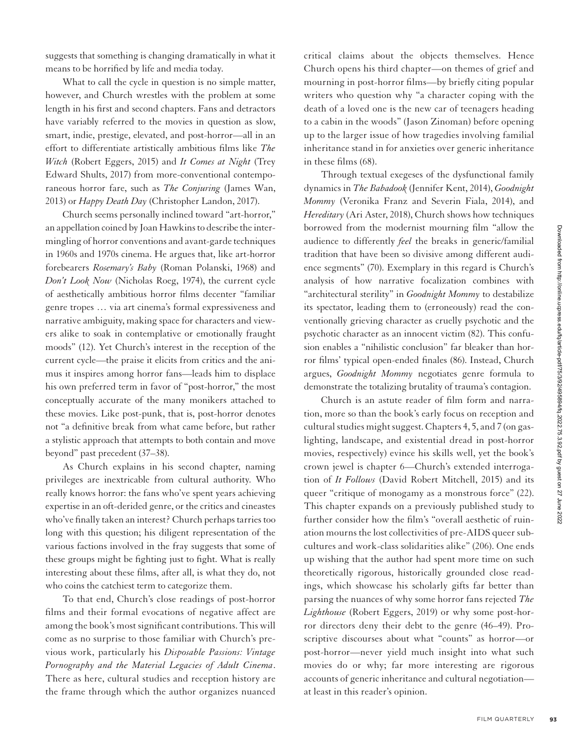suggests that something is changing dramatically in what it means to be horrified by life and media today.

What to call the cycle in question is no simple matter, however, and Church wrestles with the problem at some length in his first and second chapters. Fans and detractors have variably referred to the movies in question as slow, smart, indie, prestige, elevated, and post-horror—all in an effort to differentiate artistically ambitious films like *The Witch* (Robert Eggers, 2015) and *It Comes at Night* (Trey Edward Shults, 2017) from more-conventional contemporaneous horror fare, such as *The Conjuring* (James Wan, 2013) or *Happy Death Day* (Christopher Landon, 2017).

Church seems personally inclined toward "art-horror," an appellation coined by Joan Hawkins to describe the intermingling of horror conventions and avant-garde techniques in 1960s and 1970s cinema. He argues that, like art-horror forebearers *Rosemary's Baby* (Roman Polanski, 1968) and *Don't Look Now* (Nicholas Roeg, 1974), the current cycle of aesthetically ambitious horror films decenter "familiar genre tropes … via art cinema's formal expressiveness and narrative ambiguity, making space for characters and viewers alike to soak in contemplative or emotionally fraught moods" (12). Yet Church's interest in the reception of the current cycle—the praise it elicits from critics and the animus it inspires among horror fans—leads him to displace his own preferred term in favor of "post-horror," the most conceptually accurate of the many monikers attached to these movies. Like post-punk, that is, post-horror denotes not "a definitive break from what came before, but rather a stylistic approach that attempts to both contain and move beyond" past precedent (37–38).

As Church explains in his second chapter, naming privileges are inextricable from cultural authority. Who really knows horror: the fans who've spent years achieving expertise in an oft-derided genre, or the critics and cineastes who've finally taken an interest? Church perhaps tarries too long with this question; his diligent representation of the various factions involved in the fray suggests that some of these groups might be fighting just to fight. What is really interesting about these films, after all, is what they do, not who coins the catchiest term to categorize them.

To that end, Church's close readings of post-horror films and their formal evocations of negative affect are among the book's most significant contributions. This will come as no surprise to those familiar with Church's previous work, particularly his *Disposable Passions: Vintage Pornography and the Material Legacies of Adult Cinema*. There as here, cultural studies and reception history are the frame through which the author organizes nuanced critical claims about the objects themselves. Hence Church opens his third chapter—on themes of grief and mourning in post-horror films—by briefly citing popular writers who question why "a character coping with the death of a loved one is the new car of teenagers heading to a cabin in the woods" (Jason Zinoman) before opening up to the larger issue of how tragedies involving familial inheritance stand in for anxieties over generic inheritance in these films (68).

Through textual exegeses of the dysfunctional family dynamics in *The Babadook* (Jennifer Kent, 2014), *Goodnight Mommy* (Veronika Franz and Severin Fiala, 2014), and *Hereditary* (Ari Aster, 2018), Church shows how techniques borrowed from the modernist mourning film "allow the audience to differently *feel* the breaks in generic/familial tradition that have been so divisive among different audience segments" (70). Exemplary in this regard is Church's analysis of how narrative focalization combines with "architectural sterility" in *Goodnight Mommy* to destabilize its spectator, leading them to (erroneously) read the conventionally grieving character as cruelly psychotic and the psychotic character as an innocent victim (82). This confusion enables a "nihilistic conclusion" far bleaker than horror films' typical open-ended finales (86). Instead, Church argues, *Goodnight Mommy* negotiates genre formula to demonstrate the totalizing brutality of trauma's contagion.

Church is an astute reader of film form and narration, more so than the book's early focus on reception and cultural studies might suggest. Chapters 4, 5, and 7 (on gaslighting, landscape, and existential dread in post-horror movies, respectively) evince his skills well, yet the book's crown jewel is chapter 6—Church's extended interrogation of *It Follows* (David Robert Mitchell, 2015) and its queer "critique of monogamy as a monstrous force" (22). This chapter expands on a previously published study to further consider how the film's "overall aesthetic of ruination mourns the lost collectivities of pre-AIDS queer subcultures and work-class solidarities alike" (206). One ends up wishing that the author had spent more time on such theoretically rigorous, historically grounded close readings, which showcase his scholarly gifts far better than parsing the nuances of why some horror fans rejected *The Lighthouse* (Robert Eggers, 2019) or why some post-horror directors deny their debt to the genre (46–49). Proscriptive discourses about what "counts" as horror—or post-horror—never yield much insight into what such movies do or why; far more interesting are rigorous accounts of generic inheritance and cultural negotiation—at least in this reader's opinion.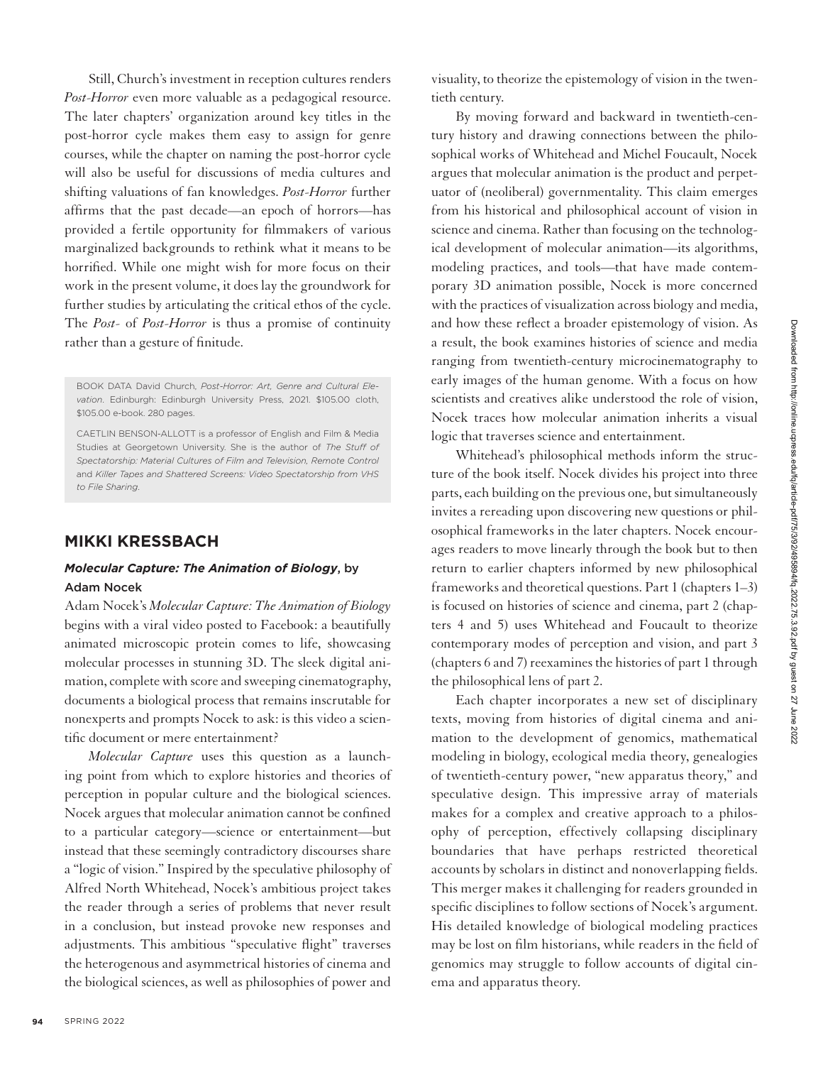Still, Church's investment in reception cultures renders *Post-Horror* even more valuable as a pedagogical resource. The later chapters' organization around key titles in the post-horror cycle makes them easy to assign for genre courses, while the chapter on naming the post-horror cycle will also be useful for discussions of media cultures and shifting valuations of fan knowledges. *Post-Horror* further affirms that the past decade—an epoch of horrors—has provided a fertile opportunity for filmmakers of various marginalized backgrounds to rethink what it means to be horrified. While one might wish for more focus on their work in the present volume, it does lay the groundwork for further studies by articulating the critical ethos of the cycle. The *Post-* of *Post-Horror* is thus a promise of continuity rather than a gesture of finitude.

BOOK DATA David Church, *Post-Horror: Art, Genre and Cultural Elevation*. Edinburgh: Edinburgh University Press, 2021. $105.00 cloth, $105.00 e-book. 280 pages.

CAETLIN BENSON-ALLOTT is a professor of English and Film & Media Studies at Georgetown University. She is the author of *The Stuff of Spectatorship: Material Cultures of Film and Television, Remote Control* and *Killer Tapes and Shattered Screens: Video Spectatorship from VHS to File Sharing*.

## MIKKI KRESSBACH

### *Molecular Capture: The Animation of Biology*, by Adam Nocek

Adam Nocek's *Molecular Capture: The Animation of Biology* begins with a viral video posted to Facebook: a beautifully animated microscopic protein comes to life, showcasing molecular processes in stunning 3D. The sleek digital animation, complete with score and sweeping cinematography, documents a biological process that remains inscrutable for nonexperts and prompts Nocek to ask: is this video a scientific document or mere entertainment?

*Molecular Capture* uses this question as a launching point from which to explore histories and theories of perception in popular culture and the biological sciences. Nocek argues that molecular animation cannot be confined to a particular category—science or entertainment—but instead that these seemingly contradictory discourses share a "logic of vision." Inspired by the speculative philosophy of Alfred North Whitehead, Nocek's ambitious project takes the reader through a series of problems that never result in a conclusion, but instead provoke new responses and adjustments. This ambitious "speculative flight" traverses the heterogenous and asymmetrical histories of cinema and the biological sciences, as well as philosophies of power and visuality, to theorize the epistemology of vision in the twentieth century.

By moving forward and backward in twentieth-century history and drawing connections between the philosophical works of Whitehead and Michel Foucault, Nocek argues that molecular animation is the product and perpetuator of (neoliberal) governmentality. This claim emerges from his historical and philosophical account of vision in science and cinema. Rather than focusing on the technological development of molecular animation—its algorithms, modeling practices, and tools—that have made contemporary 3D animation possible, Nocek is more concerned with the practices of visualization across biology and media, and how these reflect a broader epistemology of vision. As a result, the book examines histories of science and media ranging from twentieth-century microcinematography to early images of the human genome. With a focus on how scientists and creatives alike understood the role of vision, Nocek traces how molecular animation inherits a visual logic that traverses science and entertainment.

Whitehead's philosophical methods inform the structure of the book itself. Nocek divides his project into three parts, each building on the previous one, but simultaneously invites a rereading upon discovering new questions or philosophical frameworks in the later chapters. Nocek encourages readers to move linearly through the book but to then return to earlier chapters informed by new philosophical frameworks and theoretical questions. Part 1 (chapters 1–3) is focused on histories of science and cinema, part 2 (chapters 4 and 5) uses Whitehead and Foucault to theorize contemporary modes of perception and vision, and part 3 (chapters 6 and 7) reexamines the histories of part 1 through the philosophical lens of part 2.

Each chapter incorporates a new set of disciplinary texts, moving from histories of digital cinema and animation to the development of genomics, mathematical modeling in biology, ecological media theory, genealogies of twentieth-century power, "new apparatus theory," and speculative design. This impressive array of materials makes for a complex and creative approach to a philosophy of perception, effectively collapsing disciplinary boundaries that have perhaps restricted theoretical accounts by scholars in distinct and nonoverlapping fields. This merger makes it challenging for readers grounded in specific disciplines to follow sections of Nocek's argument. His detailed knowledge of biological modeling practices may be lost on film historians, while readers in the field of genomics may struggle to follow accounts of digital cinema and apparatus theory.